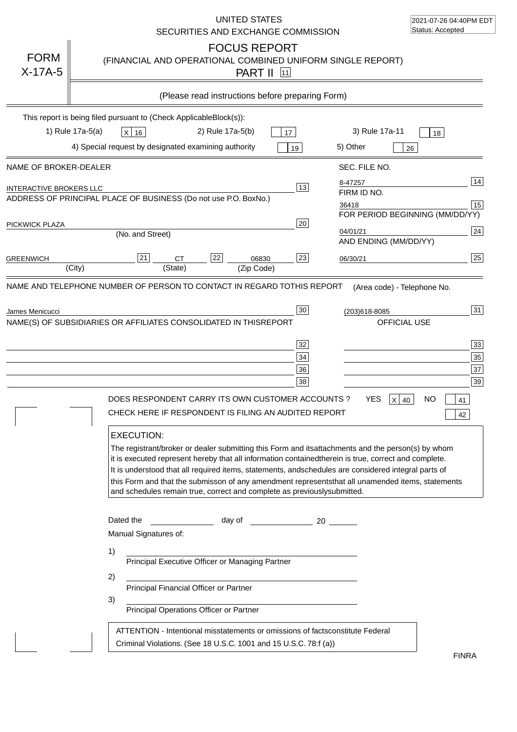UNITED STATES
SECURITIES AND EXCHANGE COMMISSION

2021-07-26 04:40PM EDT
Status: Accepted

# FORM X-17A-5

## FOCUS REPORT
(FINANCIAL AND OPERATIONAL COMBINED UNIFORM SINGLE REPORT)

PART II [11]

(Please read instructions before preparing Form)

This report is being filed pursuant to (Check ApplicableBlock(s)):

1) Rule 17a-5(a) [X] 16 2) Rule 17a-5(b) [ ] 17 3) Rule 17a-11 [ ] 18

4) Special request by designated examining authority [ ] 19 5) Other [ ] 26

| NAME OF BROKER-DEALER | | SEC. FILE NO. | |
|---|---|---|---|
| INTERACTIVE BROKERS LLC | 13 | 8-47257 | 14 |
| ADDRESS OF PRINCIPAL PLACE OF BUSINESS (Do not use P.O. BoxNo.) | | FIRM ID NO. | |
| | | 36418 | 15 |
| PICKWICK PLAZA (No. and Street) | 20 | FOR PERIOD BEGINNING (MM/DD/YY) 04/01/21 | 24 |
| GREENWICH (City) 21 / CT (State) 22 / 06830 (Zip Code) | 23 | AND ENDING (MM/DD/YY) 06/30/21 | 25 |

NAME AND TELEPHONE NUMBER OF PERSON TO CONTACT IN REGARD TOTHIS REPORT (Area code) - Telephone No.

James Menicucci [30] (203)618-8085 [31]

NAME(S) OF SUBSIDIARIES OR AFFILIATES CONSOLIDATED IN THISREPORT — OFFICIAL USE

| | 32 | | 33 |
|---|---|---|---|
| | 34 | | 35 |
| | 36 | | 37 |
| | 38 | | 39 |

DOES RESPONDENT CARRY ITS OWN CUSTOMER ACCOUNTS ? YES [X] 40 NO [ ] 41

CHECK HERE IF RESPONDENT IS FILING AN AUDITED REPORT [ ] 42

**EXECUTION:**

The registrant/broker or dealer submitting this Form and itsattachments and the person(s) by whom it is executed represent hereby that all information containedtherein is true, correct and complete. It is understood that all required items, statements, andschedules are considered integral parts of this Form and that the submisson of any amendment representsthat all unamended items, statements and schedules remain true, correct and complete as previouslysubmitted.

Dated the ______ day of ______ 20 ____

Manual Signatures of:

1) ______________________
Principal Executive Officer or Managing Partner

2) ______________________
Principal Financial Officer or Partner

3) ______________________
Principal Operations Officer or Partner

ATTENTION - Intentional misstatements or omissions of factsconstitute Federal Criminal Violations. (See 18 U.S.C. 1001 and 15 U.S.C. 78:f (a))

FINRA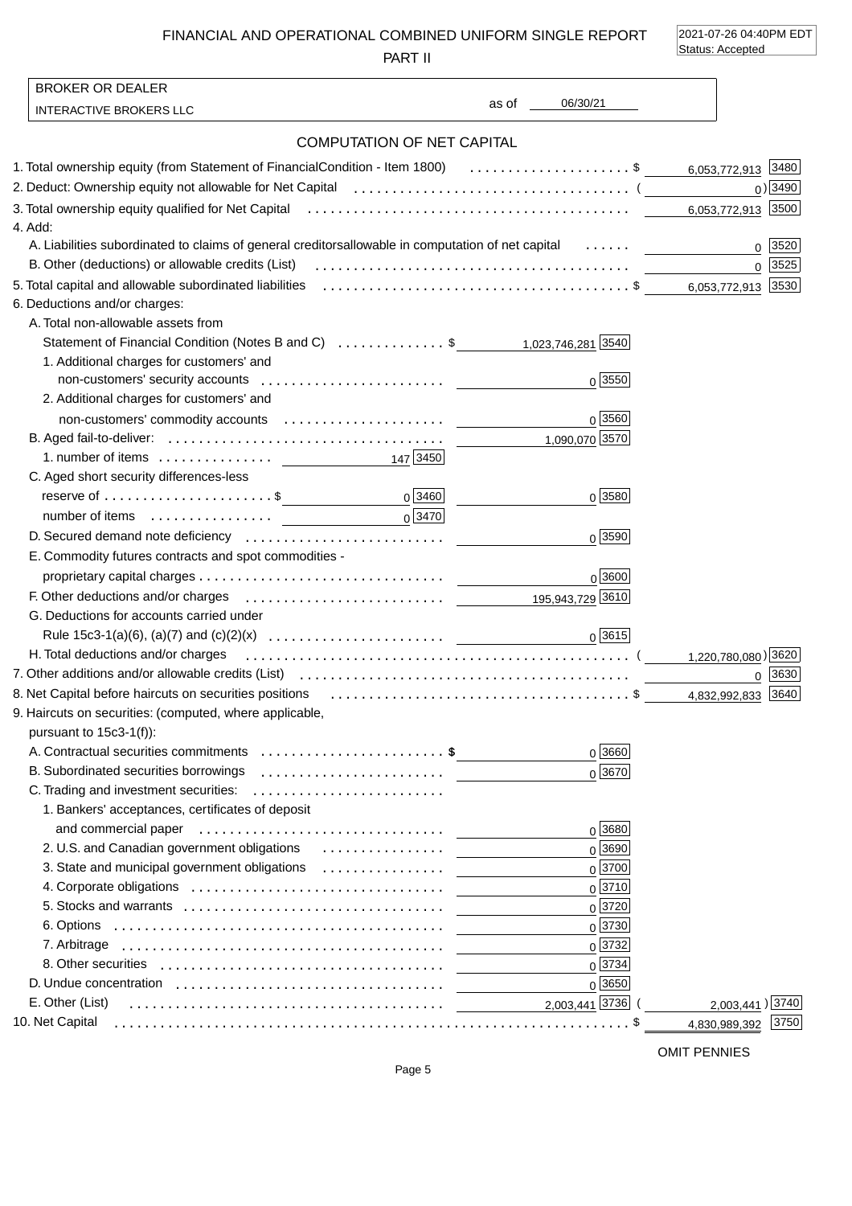# FINANCIAL AND OPERATIONAL COMBINED UNIFORM SINGLE REPORT

## PART II

2021-07-26 04:40PM EDT
Status: Accepted

BROKER OR DEALER
INTERACTIVE BROKERS LLC

as of 06/30/21

## COMPUTATION OF NET CAPITAL

| Item | | | |
|---|---|---|---|
| 1. Total ownership equity (from Statement of FinancialCondition - Item 1800) | | $ 6,053,772,913 | 3480 |
| 2. Deduct: Ownership equity not allowable for Net Capital | | ( 0 ) | 3490 |
| 3. Total ownership equity qualified for Net Capital | | 6,053,772,913 | 3500 |
| 4. Add: | | | |
| A. Liabilities subordinated to claims of general creditorsallowable in computation of net capital | | 0 | 3520 |
| B. Other (deductions) or allowable credits (List) | | 0 | 3525 |
| 5. Total capital and allowable subordinated liabilities | | $ 6,053,772,913 | 3530 |
| 6. Deductions and/or charges: | | | |
| A. Total non-allowable assets from Statement of Financial Condition (Notes B and C) | $ 1,023,746,281 [3540] | | |
| 1. Additional charges for customers' and non-customers' security accounts | 0 [3550] | | |
| 2. Additional charges for customers' and non-customers' commodity accounts | 0 [3560] | | |
| B. Aged fail-to-deliver: | 1,090,070 [3570] | | |
| 1. number of items 147 [3450] | | | |
| C. Aged short security differences-less reserve of $ 0 [3460] | 0 [3580] | | |
| number of items 0 [3470] | | | |
| D. Secured demand note deficiency | 0 [3590] | | |
| E. Commodity futures contracts and spot commodities - proprietary capital charges | 0 [3600] | | |
| F. Other deductions and/or charges | 195,943,729 [3610] | | |
| G. Deductions for accounts carried under Rule 15c3-1(a)(6), (a)(7) and (c)(2)(x) | 0 [3615] | | |
| H. Total deductions and/or charges | | ( 1,220,780,080 ) | 3620 |
| 7. Other additions and/or allowable credits (List) | | 0 | 3630 |
| 8. Net Capital before haircuts on securities positions | | $ 4,832,992,833 | 3640 |
| 9. Haircuts on securities: (computed, where applicable, pursuant to 15c3-1(f)): | | | |
| A. Contractual securities commitments | $ 0 [3660] | | |
| B. Subordinated securities borrowings | 0 [3670] | | |
| C. Trading and investment securities: | | | |
| 1. Bankers' acceptances, certificates of deposit and commercial paper | 0 [3680] | | |
| 2. U.S. and Canadian government obligations | 0 [3690] | | |
| 3. State and municipal government obligations | 0 [3700] | | |
| 4. Corporate obligations | 0 [3710] | | |
| 5. Stocks and warrants | 0 [3720] | | |
| 6. Options | 0 [3730] | | |
| 7. Arbitrage | 0 [3732] | | |
| 8. Other securities | 0 [3734] | | |
| D. Undue concentration | 0 [3650] | | |
| E. Other (List) | 2,003,441 [3736] | ( 2,003,441 ) | 3740 |
| 10. Net Capital | | $ 4,830,989,392 | 3750 |

OMIT PENNIES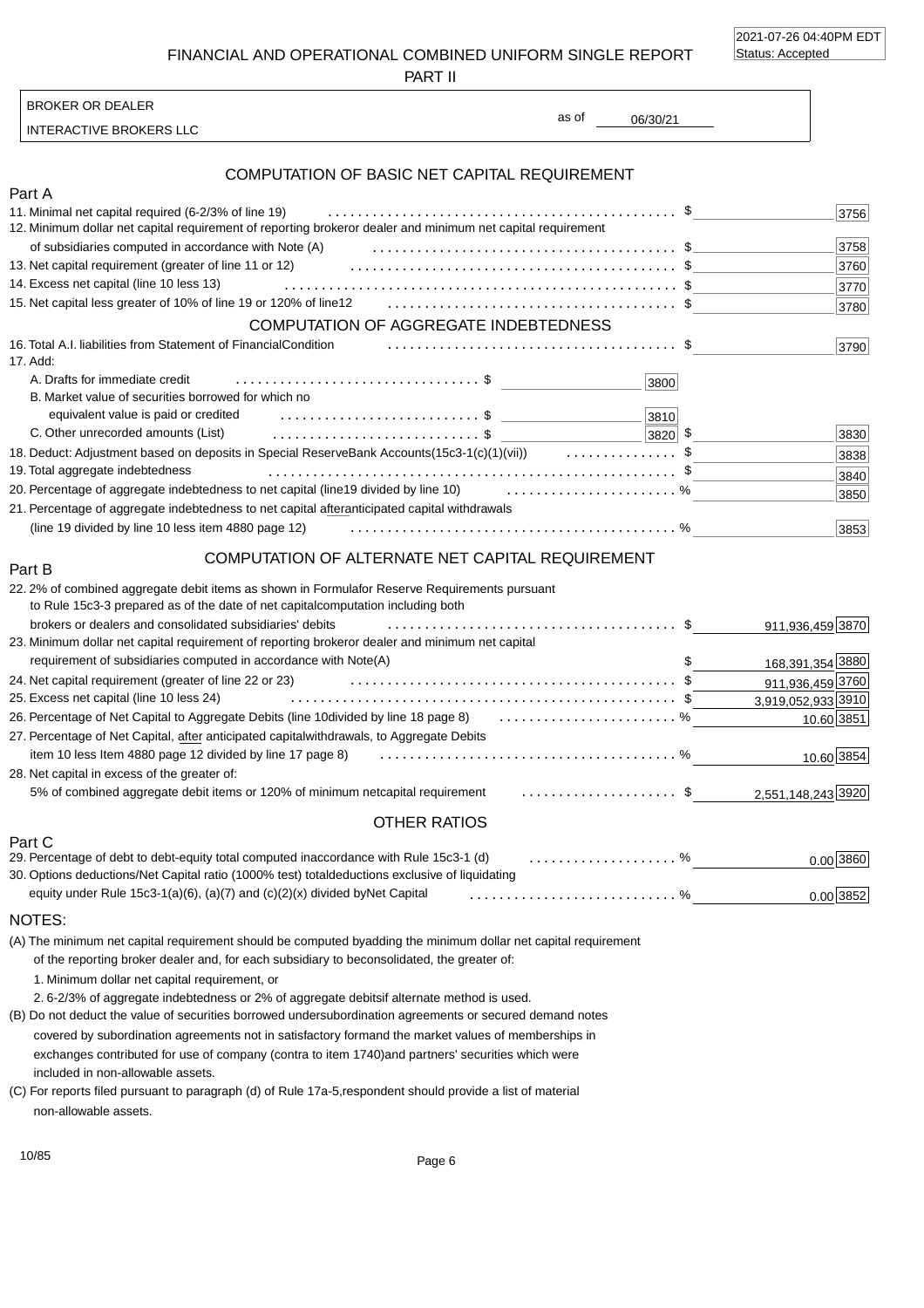# FINANCIAL AND OPERATIONAL COMBINED UNIFORM SINGLE REPORT

## PART II

BROKER OR DEALER

INTERACTIVE BROKERS LLC

as of 06/30/21

## COMPUTATION OF BASIC NET CAPITAL REQUIREMENT

### Part A

| Item | | | Amount | Code |
|---|---|---|---|---|
| 11. Minimal net capital required (6-2/3% of line 19) | | | $ | 3756 |
| 12. Minimum dollar net capital requirement of reporting brokeror dealer and minimum net capital requirement of subsidiaries computed in accordance with Note (A) | | | $ | 3758 |
| 13. Net capital requirement (greater of line 11 or 12) | | | $ | 3760 |
| 14. Excess net capital (line 10 less 13) | | | $ | 3770 |
| 15. Net capital less greater of 10% of line 19 or 120% of line12 | | | $ | 3780 |

## COMPUTATION OF AGGREGATE INDEBTEDNESS

| Item | | | Amount | Code |
|---|---|---|---|---|
| 16. Total A.I. liabilities from Statement of FinancialCondition | | | $ | 3790 |
| 17. Add: | | | | |
| A. Drafts for immediate credit | $ | 3800 | | |
| B. Market value of securities borrowed for which no equivalent value is paid or credited | $ | 3810 | | |
| C. Other unrecorded amounts (List) | $ | 3820 | $ | 3830 |
| 18. Deduct: Adjustment based on deposits in Special ReserveBank Accounts(15c3-1(c)(1)(vii)) | | | $ | 3838 |
| 19. Total aggregate indebtedness | | | $ | 3840 |
| 20. Percentage of aggregate indebtedness to net capital (line19 divided by line 10) | | | % | 3850 |
| 21. Percentage of aggregate indebtedness to net capital afteranticipated capital withdrawals (line 19 divided by line 10 less item 4880 page 12) | | | % | 3853 |

## COMPUTATION OF ALTERNATE NET CAPITAL REQUIREMENT

### Part B

| Item | Amount | Code |
|---|---|---|
| 22. 2% of combined aggregate debit items as shown in Formulafor Reserve Requirements pursuant to Rule 15c3-3 prepared as of the date of net capitalcomputation including both brokers or dealers and consolidated subsidiaries' debits | $ 911,936,459 | 3870 |
| 23. Minimum dollar net capital requirement of reporting brokeror dealer and minimum net capital requirement of subsidiaries computed in accordance with Note(A) | $ 168,391,354 | 3880 |
| 24. Net capital requirement (greater of line 22 or 23) | $ 911,936,459 | 3760 |
| 25. Excess net capital (line 10 less 24) | $ 3,919,052,933 | 3910 |
| 26. Percentage of Net Capital to Aggregate Debits (line 10divided by line 18 page 8) | % 10.60 | 3851 |
| 27. Percentage of Net Capital, after anticipated capitalwithdrawals, to Aggregate Debits item 10 less Item 4880 page 12 divided by line 17 page 8) | % 10.60 | 3854 |
| 28. Net capital in excess of the greater of: 5% of combined aggregate debit items or 120% of minimum netcapital requirement | $ 2,551,148,243 | 3920 |

## OTHER RATIOS

### Part C

| Item | Amount | Code |
|---|---|---|
| 29. Percentage of debt to debt-equity total computed inaccordance with Rule 15c3-1 (d) | % 0.00 | 3860 |
| 30. Options deductions/Net Capital ratio (1000% test) totaldeductions exclusive of liquidating equity under Rule 15c3-1(a)(6), (a)(7) and (c)(2)(x) divided byNet Capital | % 0.00 | 3852 |

NOTES:

(A) The minimum net capital requirement should be computed byadding the minimum dollar net capital requirement of the reporting broker dealer and, for each subsidiary to beconsolidated, the greater of:

1. Minimum dollar net capital requirement, or
2. 6-2/3% of aggregate indebtedness or 2% of aggregate debitsif alternate method is used.

(B) Do not deduct the value of securities borrowed undersubordination agreements or secured demand notes covered by subordination agreements not in satisfactory formand the market values of memberships in exchanges contributed for use of company (contra to item 1740)and partners' securities which were included in non-allowable assets.

(C) For reports filed pursuant to paragraph (d) of Rule 17a-5,respondent should provide a list of material non-allowable assets.

10/85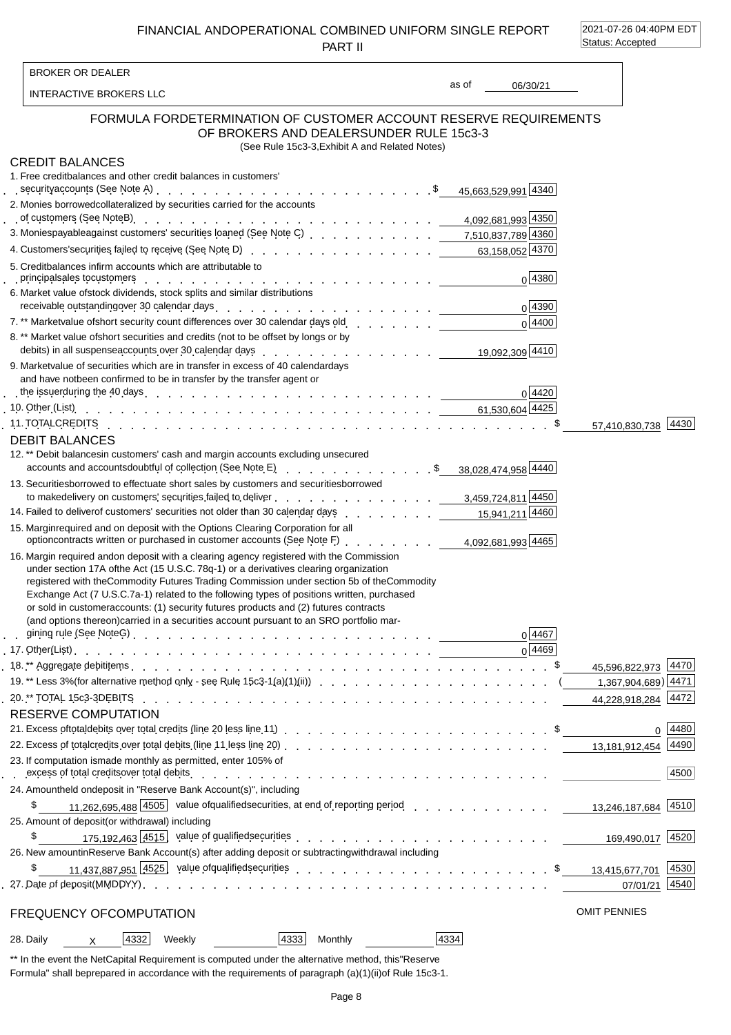# FINANCIAL AND OPERATIONAL COMBINED UNIFORM SINGLE REPORT PART II

2021-07-26 04:40PM EDT
Status: Accepted

| | |
|---|---|
| BROKER OR DEALER | |
| INTERACTIVE BROKERS LLC | as of 06/30/21 |

## FORMULA FOR DETERMINATION OF CUSTOMER ACCOUNT RESERVE REQUIREMENTS OF BROKERS AND DEALERS UNDER RULE 15c3-3

(See Rule 15c3-3, Exhibit A and Related Notes)

### CREDIT BALANCES

| Item | | Code | | Code |
|---|---|---|---|---|
| 1. Free credit balances and other credit balances in customers' security accounts (See Note A) | $ 45,663,529,991 | 4340 | | |
| 2. Monies borrowed collateralized by securities carried for the accounts of customers (See Note B) | 4,092,681,993 | 4350 | | |
| 3. Monies payable against customers' securities loaned (See Note C) | 7,510,837,789 | 4360 | | |
| 4. Customers' securities failed to receive (See Note D) | 63,158,052 | 4370 | | |
| 5. Credit balances in firm accounts which are attributable to principal sales to customers | 0 | 4380 | | |
| 6. Market value of stock dividends, stock splits and similar distributions receivable outstanding over 30 calendar days | 0 | 4390 | | |
| 7. ** Market value of short security count differences over 30 calendar days old | 0 | 4400 | | |
| 8. ** Market value of short securities and credits (not to be offset by longs or by debits) in all suspense accounts over 30 calendar days | 19,092,309 | 4410 | | |
| 9. Market value of securities which are in transfer in excess of 40 calendar days and have not been confirmed to be in transfer by the transfer agent or the issuer during the 40 days | 0 | 4420 | | |
| 10. Other (List) | 61,530,604 | 4425 | | |
| 11. TOTAL CREDITS | | | $ 57,410,830,738 | 4430 |

### DEBIT BALANCES

| Item | | Code | | Code |
|---|---|---|---|---|
| 12. ** Debit balances in customers' cash and margin accounts excluding unsecured accounts and accounts doubtful of collection (See Note E) | $ 38,028,474,958 | 4440 | | |
| 13. Securities borrowed to effectuate short sales by customers and securities borrowed to make delivery on customers' securities failed to deliver | 3,459,724,811 | 4450 | | |
| 14. Failed to deliver of customers' securities not older than 30 calendar days | 15,941,211 | 4460 | | |
| 15. Margin required and on deposit with the Options Clearing Corporation for all option contracts written or purchased in customer accounts (See Note F) | 4,092,681,993 | 4465 | | |
| 16. Margin required and on deposit with a clearing agency registered with the Commission under section 17A of the Act (15 U.S.C. 78q-1) or a derivatives clearing organization registered with the Commodity Futures Trading Commission under section 5b of the Commodity Exchange Act (7 U.S.C.7a-1) related to the following types of positions written, purchased or sold in customer accounts: (1) security futures products and (2) futures contracts (and options thereon) carried in a securities account pursuant to an SRO portfolio margining rule (See Note G) | 0 | 4467 | | |
| 17. Other (List) | 0 | 4469 | | |
| 18. ** Aggregate debit items | | | $ 45,596,822,973 | 4470 |
| 19. ** Less 3% (for alternative method only - see Rule 15c3-1(a)(1)(ii)) | | | (1,367,904,689) | 4471 |
| 20. ** TOTAL 15c3-3 DEBITS | | | 44,228,918,284 | 4472 |

### RESERVE COMPUTATION

| Item | | Code | | Code |
|---|---|---|---|---|
| 21. Excess of total debits over total credits (line 20 less line 11) | | | $ 0 | 4480 |
| 22. Excess of total credits over total debits (line 11 less line 20) | | | 13,181,912,454 | 4490 |
| 23. If computation is made monthly as permitted, enter 105% of excess of total credits over total debits | | | | 4500 |
| 24. Amount held on deposit in "Reserve Bank Account(s)", including value of qualified securities, at end of reporting period | $ 11,262,695,488 | 4505 | 13,246,187,684 | 4510 |
| 25. Amount of deposit (or withdrawal) including value of qualified securities | $ 175,192,463 | 4515 | 169,490,017 | 4520 |
| 26. New amount in Reserve Bank Account(s) after adding deposit or subtracting withdrawal including value of qualified securities | $ 11,437,887,951 | 4525 | $ 13,415,677,701 | 4530 |
| 27. Date of deposit (MMDDYY) | | | 07/01/21 | 4540 |

### FREQUENCY OF COMPUTATION

OMIT PENNIES

28. Daily X [4332] Weekly [4333] Monthly [4334]

** In the event the Net Capital Requirement is computed under the alternative method, this "Reserve Formula" shall be prepared in accordance with the requirements of paragraph (a)(1)(ii) of Rule 15c3-1.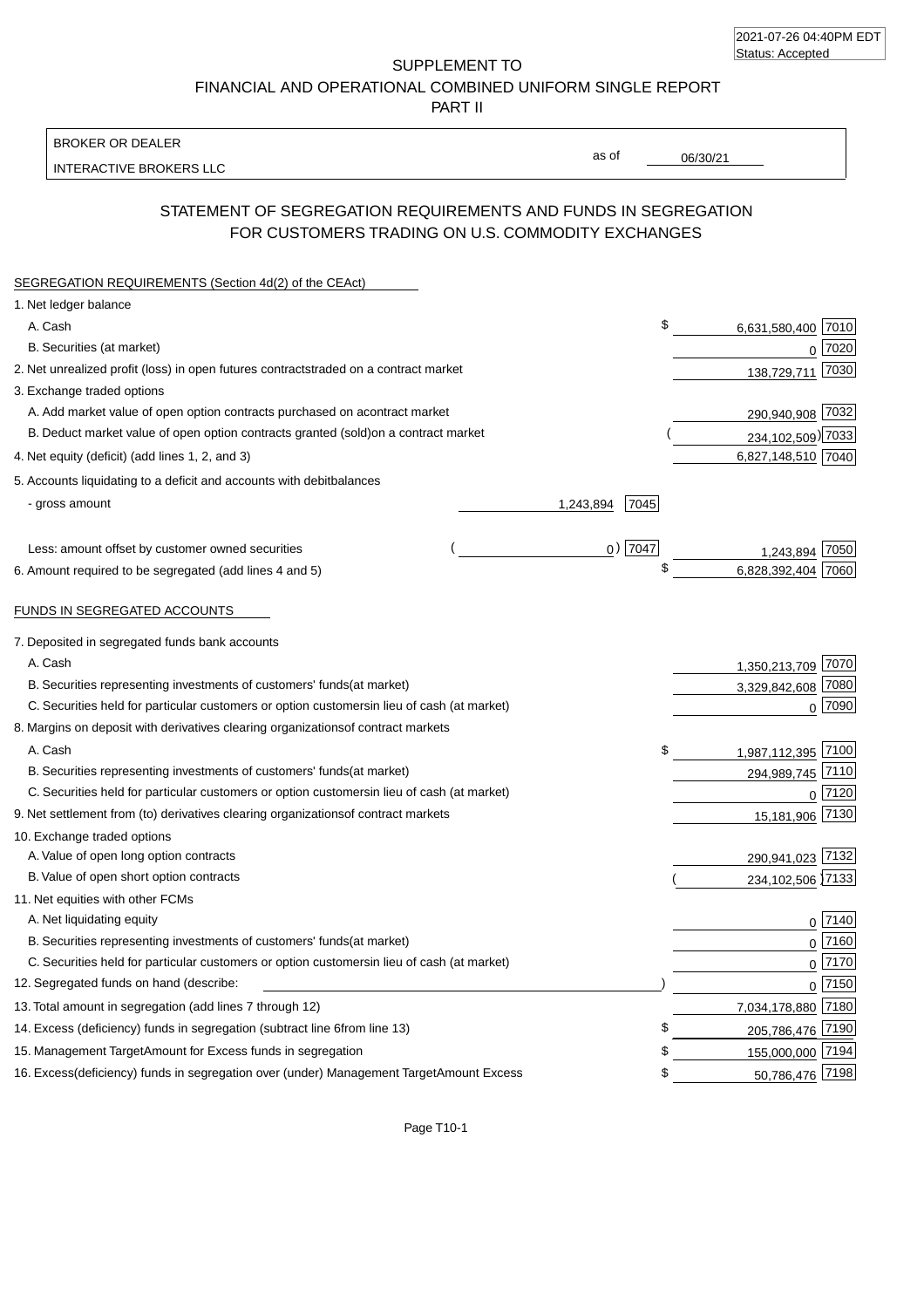2021-07-26 04:40PM EDT
Status: Accepted

SUPPLEMENT TO
FINANCIAL AND OPERATIONAL COMBINED UNIFORM SINGLE REPORT
PART II

BROKER OR DEALER
INTERACTIVE BROKERS LLC

as of 06/30/21

## STATEMENT OF SEGREGATION REQUIREMENTS AND FUNDS IN SEGREGATION FOR CUSTOMERS TRADING ON U.S. COMMODITY EXCHANGES

| SEGREGATION REQUIREMENTS (Section 4d(2) of the CEAct) | | | | |
|---|---|---|---|---|
| 1. Net ledger balance | | | | |
| A. Cash | | | $ 6,631,580,400 | 7010 |
| B. Securities (at market) | | | 0 | 7020 |
| 2. Net unrealized profit (loss) in open futures contracts traded on a contract market | | | 138,729,711 | 7030 |
| 3. Exchange traded options | | | | |
| A. Add market value of open option contracts purchased on a contract market | | | 290,940,908 | 7032 |
| B. Deduct market value of open option contracts granted (sold) on a contract market | | | ( 234,102,509 ) | 7033 |
| 4. Net equity (deficit) (add lines 1, 2, and 3) | | | 6,827,148,510 | 7040 |
| 5. Accounts liquidating to a deficit and accounts with debit balances | | | | |
| - gross amount | 1,243,894 | 7045 | | |
| Less: amount offset by customer owned securities | ( 0 ) | 7047 | 1,243,894 | 7050 |
| 6. Amount required to be segregated (add lines 4 and 5) | | | $ 6,828,392,404 | 7060 |
| **FUNDS IN SEGREGATED ACCOUNTS** | | | | |
| 7. Deposited in segregated funds bank accounts | | | | |
| A. Cash | | | 1,350,213,709 | 7070 |
| B. Securities representing investments of customers' funds (at market) | | | 3,329,842,608 | 7080 |
| C. Securities held for particular customers or option customers in lieu of cash (at market) | | | 0 | 7090 |
| 8. Margins on deposit with derivatives clearing organizations of contract markets | | | | |
| A. Cash | | | $ 1,987,112,395 | 7100 |
| B. Securities representing investments of customers' funds (at market) | | | 294,989,745 | 7110 |
| C. Securities held for particular customers or option customers in lieu of cash (at market) | | | 0 | 7120 |
| 9. Net settlement from (to) derivatives clearing organizations of contract markets | | | 15,181,906 | 7130 |
| 10. Exchange traded options | | | | |
| A. Value of open long option contracts | | | 290,941,023 | 7132 |
| B. Value of open short option contracts | | | ( 234,102,506 ) | 7133 |
| 11. Net equities with other FCMs | | | | |
| A. Net liquidating equity | | | 0 | 7140 |
| B. Securities representing investments of customers' funds (at market) | | | 0 | 7160 |
| C. Securities held for particular customers or option customers in lieu of cash (at market) | | | 0 | 7170 |
| 12. Segregated funds on hand (describe: ) | | | 0 | 7150 |
| 13. Total amount in segregation (add lines 7 through 12) | | | 7,034,178,880 | 7180 |
| 14. Excess (deficiency) funds in segregation (subtract line 6 from line 13) | | | $ 205,786,476 | 7190 |
| 15. Management Target Amount for Excess funds in segregation | | | $ 155,000,000 | 7194 |
| 16. Excess (deficiency) funds in segregation over (under) Management Target Amount Excess | | | $ 50,786,476 | 7198 |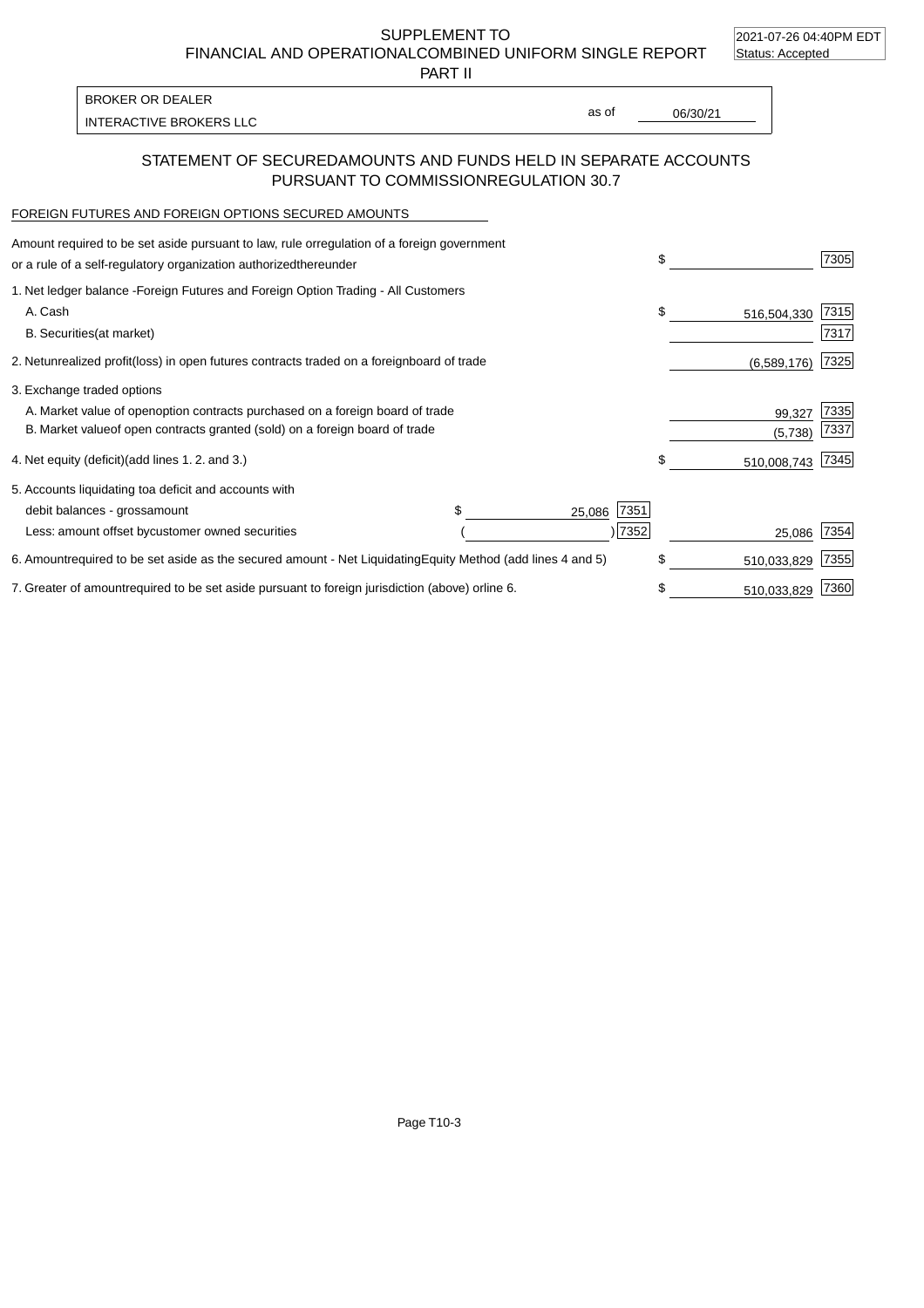SUPPLEMENT TO
FINANCIAL AND OPERATIONALCOMBINED UNIFORM SINGLE REPORT
PART II

2021-07-26 04:40PM EDT
Status: Accepted

BROKER OR DEALER
INTERACTIVE BROKERS LLC

as of 06/30/21

## STATEMENT OF SECUREDAMOUNTS AND FUNDS HELD IN SEPARATE ACCOUNTS PURSUANT TO COMMISSIONREGULATION 30.7

FOREIGN FUTURES AND FOREIGN OPTIONS SECURED AMOUNTS

| | | | | |
|---|---|---|---|---|
| Amount required to be set aside pursuant to law, rule orregulation of a foreign government or a rule of a self-regulatory organization authorizedthereunder | | | $ | 7305 |
| 1. Net ledger balance -Foreign Futures and Foreign Option Trading - All Customers | | | | |
| A. Cash | | | $ 516,504,330 | 7315 |
| B. Securities(at market) | | | | 7317 |
| 2. Netunrealized profit(loss) in open futures contracts traded on a foreignboard of trade | | | (6,589,176) | 7325 |
| 3. Exchange traded options | | | | |
| A. Market value of openoption contracts purchased on a foreign board of trade | | | 99,327 | 7335 |
| B. Market valueof open contracts granted (sold) on a foreign board of trade | | | (5,738) | 7337 |
| 4. Net equity (deficit)(add lines 1. 2. and 3.) | | | $ 510,008,743 | 7345 |
| 5. Accounts liquidating toa deficit and accounts with | | | | |
| debit balances - grossamount | $ 25,086 | 7351 | | |
| Less: amount offset bycustomer owned securities | ( ) | 7352 | 25,086 | 7354 |
| 6. Amountrequired to be set aside as the secured amount - Net LiquidatingEquity Method (add lines 4 and 5) | | | $ 510,033,829 | 7355 |
| 7. Greater of amountrequired to be set aside pursuant to foreign jurisdiction (above) orline 6. | | | $ 510,033,829 | 7360 |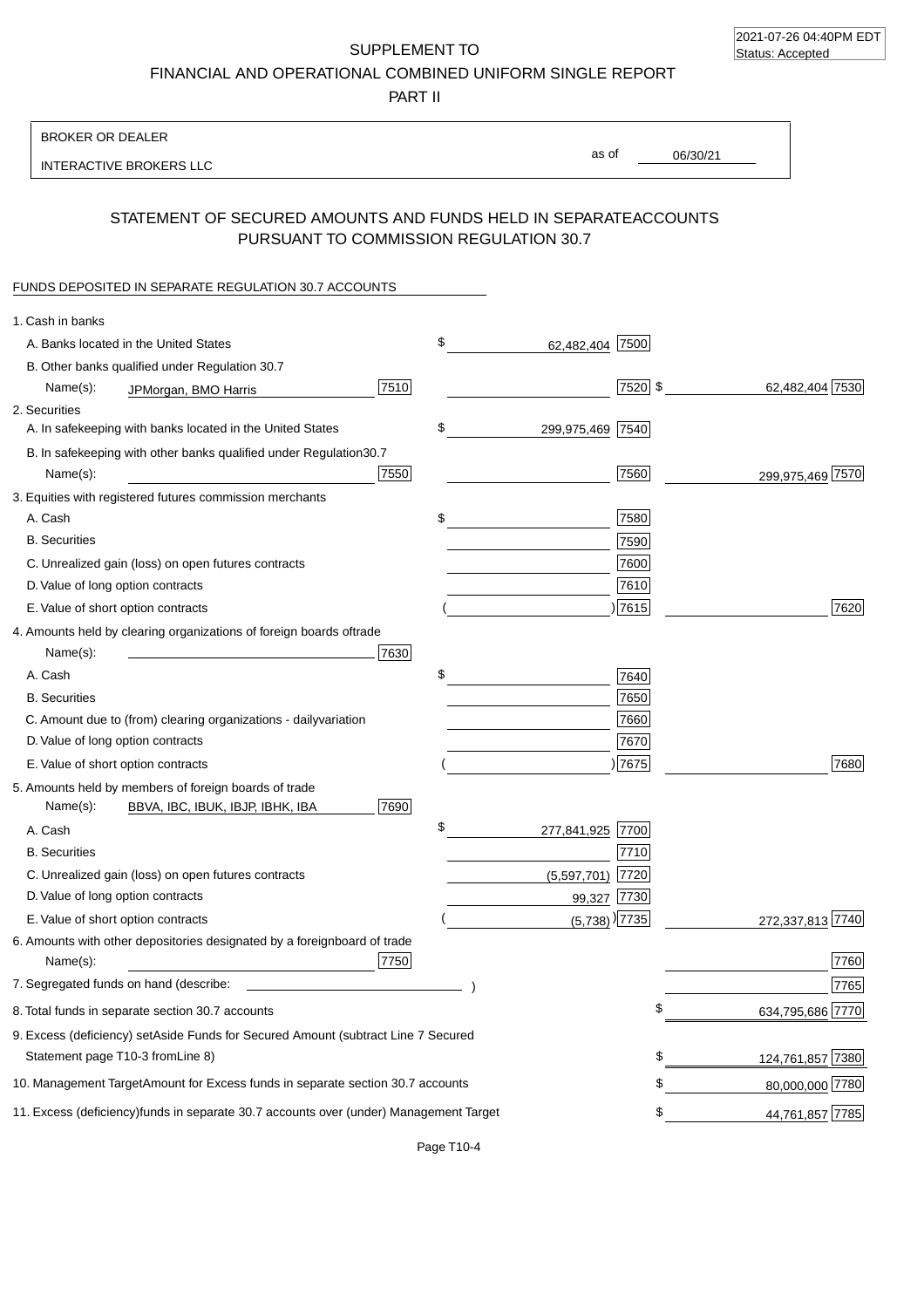2021-07-26 04:40PM EDT
Status: Accepted

SUPPLEMENT TO
FINANCIAL AND OPERATIONAL COMBINED UNIFORM SINGLE REPORT
PART II

BROKER OR DEALER
INTERACTIVE BROKERS LLC

as of 06/30/21

## STATEMENT OF SECURED AMOUNTS AND FUNDS HELD IN SEPARATEACCOUNTS PURSUANT TO COMMISSION REGULATION 30.7

FUNDS DEPOSITED IN SEPARATE REGULATION 30.7 ACCOUNTS

| | | | | |
|---|---|---|---|---|
| 1. Cash in banks | | | | |
| A. Banks located in the United States | | $ 62,482,404 | 7500 | |
| B. Other banks qualified under Regulation 30.7 Name(s): JPMorgan, BMO Harris | 7510 | | 7520 | $ 62,482,404 7530 |
| 2. Securities | | | | |
| A. In safekeeping with banks located in the United States | | $ 299,975,469 | 7540 | |
| B. In safekeeping with other banks qualified under Regulation30.7 Name(s): | 7550 | | 7560 | 299,975,469 7570 |
| 3. Equities with registered futures commission merchants | | | | |
| A. Cash | | $ | 7580 | |
| B. Securities | | | 7590 | |
| C. Unrealized gain (loss) on open futures contracts | | | 7600 | |
| D. Value of long option contracts | | | 7610 | |
| E. Value of short option contracts | | ( ) | 7615 | 7620 |
| 4. Amounts held by clearing organizations of foreign boards oftrade Name(s): | 7630 | | | |
| A. Cash | | $ | 7640 | |
| B. Securities | | | 7650 | |
| C. Amount due to (from) clearing organizations - dailyvariation | | | 7660 | |
| D. Value of long option contracts | | | 7670 | |
| E. Value of short option contracts | | ( ) | 7675 | 7680 |
| 5. Amounts held by members of foreign boards of trade Name(s): BBVA, IBC, IBUK, IBJP, IBHK, IBA | 7690 | | | |
| A. Cash | | $ 277,841,925 | 7700 | |
| B. Securities | | | 7710 | |
| C. Unrealized gain (loss) on open futures contracts | | (5,597,701) | 7720 | |
| D. Value of long option contracts | | 99,327 | 7730 | |
| E. Value of short option contracts | | (5,738) | 7735 | 272,337,813 7740 |
| 6. Amounts with other depositories designated by a foreignboard of trade Name(s): | 7750 | | | 7760 |
| 7. Segregated funds on hand (describe: ) | | | | 7765 |
| 8. Total funds in separate section 30.7 accounts | | | | $ 634,795,686 7770 |
| 9. Excess (deficiency) setAside Funds for Secured Amount (subtract Line 7 Secured Statement page T10-3 fromLine 8) | | | | $ 124,761,857 7380 |
| 10. Management TargetAmount for Excess funds in separate section 30.7 accounts | | | | $ 80,000,000 7780 |
| 11. Excess (deficiency)funds in separate 30.7 accounts over (under) Management Target | | | | $ 44,761,857 7785 |

Page T10-4